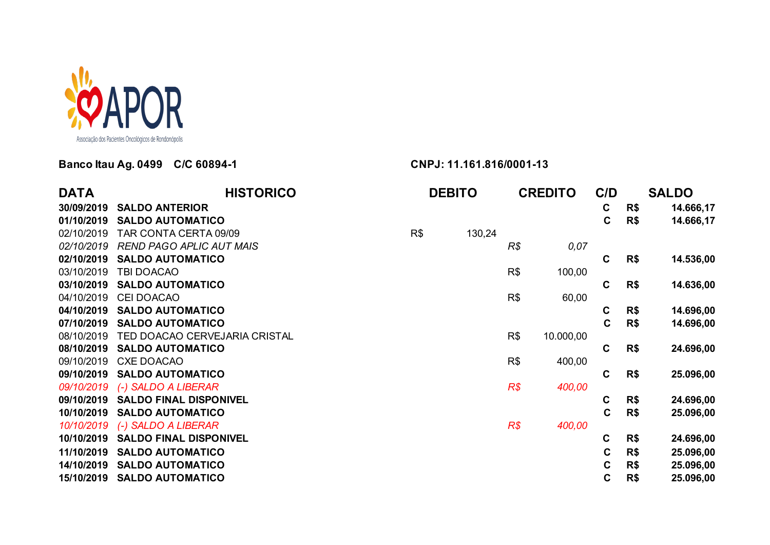APOR

Associação dos Pacientes Oncológicos de Rondonópolis

**Banco Itau Ag. 0499 C/C 60894-1** **CNPJ: 11.161.816/0001-13**

| DATA | HISTORICO | DEBITO | CREDITO | C/D | SALDO |
|---|---|---|---|---|---|
| **30/09/2019** | **SALDO ANTERIOR** | | | **C** | **R$ 14.666,17** |
| **01/10/2019** | **SALDO AUTOMATICO** | | | **C** | **R$ 14.666,17** |
| 02/10/2019 | TAR CONTA CERTA 09/09 | R$ 130,24 | | | |
| *02/10/2019* | *REND PAGO APLIC AUT MAIS* | | *R$ 0,07* | | |
| **02/10/2019** | **SALDO AUTOMATICO** | | | **C** | **R$ 14.536,00** |
| 03/10/2019 | TBI DOACAO | | R$ 100,00 | | |
| **03/10/2019** | **SALDO AUTOMATICO** | | | **C** | **R$ 14.636,00** |
| 04/10/2019 | CEI DOACAO | | R$ 60,00 | | |
| **04/10/2019** | **SALDO AUTOMATICO** | | | **C** | **R$ 14.696,00** |
| **07/10/2019** | **SALDO AUTOMATICO** | | | **C** | **R$ 14.696,00** |
| 08/10/2019 | TED DOACAO CERVEJARIA CRISTAL | | R$ 10.000,00 | | |
| **08/10/2019** | **SALDO AUTOMATICO** | | | **C** | **R$ 24.696,00** |
| 09/10/2019 | CXE DOACAO | | R$ 400,00 | | |
| **09/10/2019** | **SALDO AUTOMATICO** | | | **C** | **R$ 25.096,00** |
| *09/10/2019* | *(-) SALDO A LIBERAR* | | *R$ 400,00* | | |
| **09/10/2019** | **SALDO FINAL DISPONIVEL** | | | **C** | **R$ 24.696,00** |
| **10/10/2019** | **SALDO AUTOMATICO** | | | **C** | **R$ 25.096,00** |
| *10/10/2019* | *(-) SALDO A LIBERAR* | | *R$ 400,00* | | |
| **10/10/2019** | **SALDO FINAL DISPONIVEL** | | | **C** | **R$ 24.696,00** |
| **11/10/2019** | **SALDO AUTOMATICO** | | | **C** | **R$ 25.096,00** |
| **14/10/2019** | **SALDO AUTOMATICO** | | | **C** | **R$ 25.096,00** |
| **15/10/2019** | **SALDO AUTOMATICO** | | | **C** | **R$ 25.096,00** |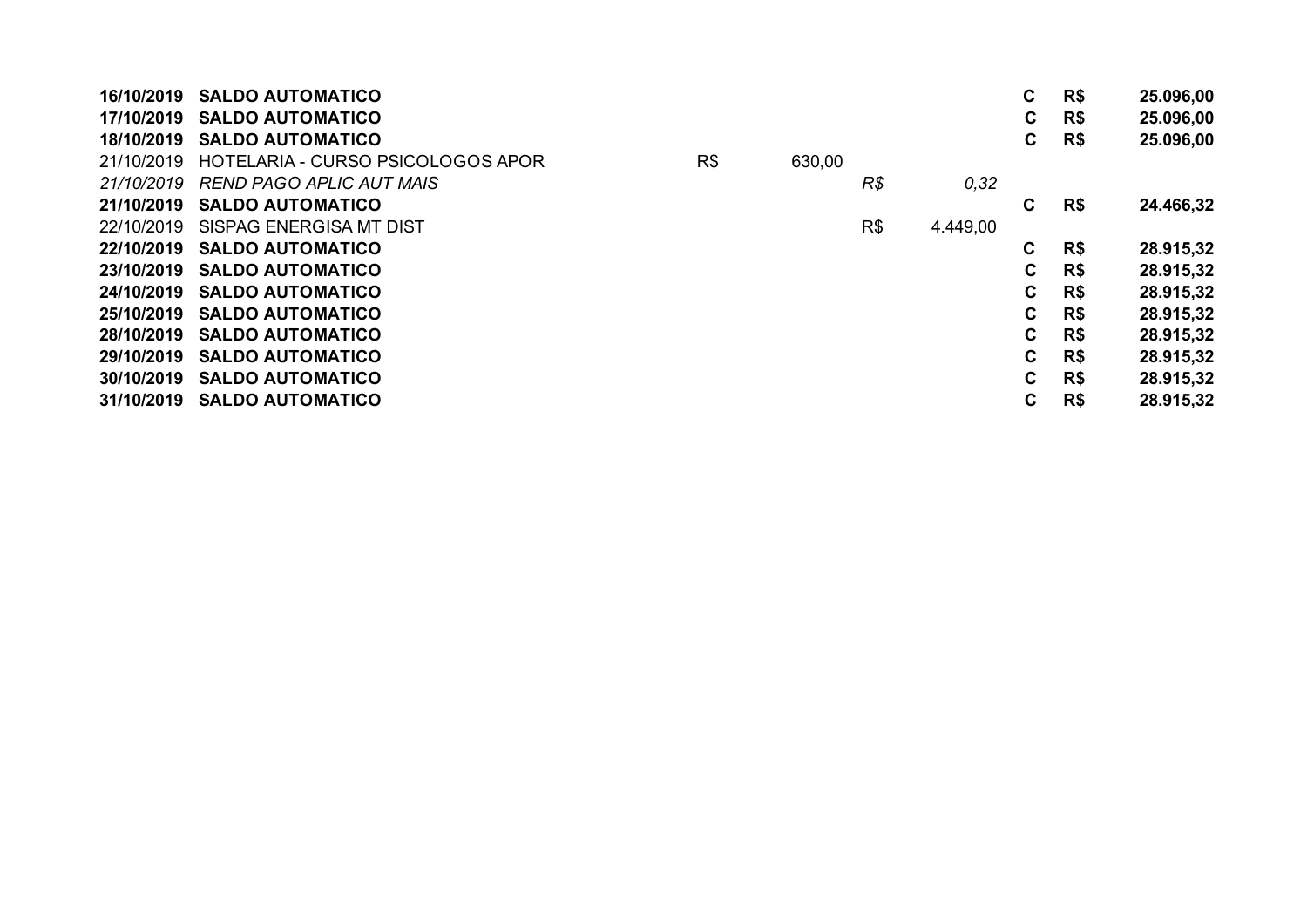| | | | | | | | | |
|---|---|---|---|---|---|---|---|---|
| **16/10/2019** | **SALDO AUTOMATICO** | | | | | **C** | **R$** | **25.096,00** |
| **17/10/2019** | **SALDO AUTOMATICO** | | | | | **C** | **R$** | **25.096,00** |
| **18/10/2019** | **SALDO AUTOMATICO** | | | | | **C** | **R$** | **25.096,00** |
| 21/10/2019 | HOTELARIA - CURSO PSICOLOGOS APOR | R$ | 630,00 | | | | | |
| *21/10/2019* | *REND PAGO APLIC AUT MAIS* | | | *R$* | *0,32* | | | |
| **21/10/2019** | **SALDO AUTOMATICO** | | | | | **C** | **R$** | **24.466,32** |
| 22/10/2019 | SISPAG ENERGISA MT DIST | | | R$ | 4.449,00 | | | |
| **22/10/2019** | **SALDO AUTOMATICO** | | | | | **C** | **R$** | **28.915,32** |
| **23/10/2019** | **SALDO AUTOMATICO** | | | | | **C** | **R$** | **28.915,32** |
| **24/10/2019** | **SALDO AUTOMATICO** | | | | | **C** | **R$** | **28.915,32** |
| **25/10/2019** | **SALDO AUTOMATICO** | | | | | **C** | **R$** | **28.915,32** |
| **28/10/2019** | **SALDO AUTOMATICO** | | | | | **C** | **R$** | **28.915,32** |
| **29/10/2019** | **SALDO AUTOMATICO** | | | | | **C** | **R$** | **28.915,32** |
| **30/10/2019** | **SALDO AUTOMATICO** | | | | | **C** | **R$** | **28.915,32** |
| **31/10/2019** | **SALDO AUTOMATICO** | | | | | **C** | **R$** | **28.915,32** |